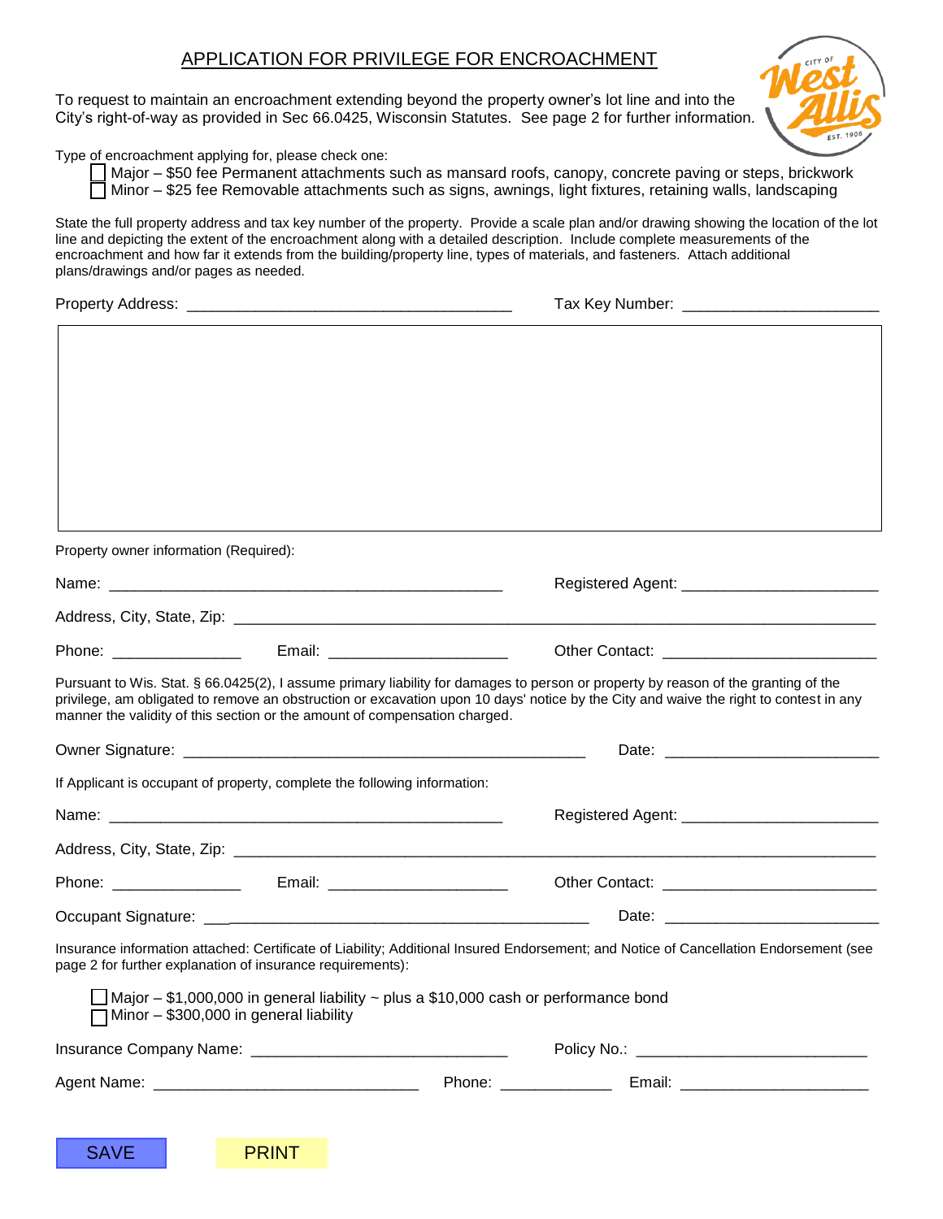# APPLICATION FOR PRIVILEGE FOR ENCROACHMENT

To request to maintain an encroachment extending beyond the property owner's lot line and into the City's right-of-way as provided in Sec 66.0425, Wisconsin Statutes. See page 2 for further information.

Type of encroachment applying for, please check one:

- ☐ Major – $50 fee Permanent attachments such as mansard roofs, canopy, concrete paving or steps, brickwork
- ☐ Minor – $25 fee Removable attachments such as signs, awnings, light fixtures, retaining walls, landscaping

State the full property address and tax key number of the property. Provide a scale plan and/or drawing showing the location of the lot line and depicting the extent of the encroachment along with a detailed description. Include complete measurements of the encroachment and how far it extends from the building/property line, types of materials, and fasteners. Attach additional plans/drawings and/or pages as needed.

Property Address: ______________________________________ Tax Key Number: ______________________

Property owner information (Required):

Name: ______________________________________________ Registered Agent: ______________________

Address, City, State, Zip: ___________________________________________________________________________

Phone: _______________ Email: _____________________ Other Contact: _________________________

Pursuant to Wis. Stat. § 66.0425(2), I assume primary liability for damages to person or property by reason of the granting of the privilege, am obligated to remove an obstruction or excavation upon 10 days' notice by the City and waive the right to contest in any manner the validity of this section or the amount of compensation charged.

Owner Signature: _______________________________________________ Date: _________________________

If Applicant is occupant of property, complete the following information:

Name: ______________________________________________ Registered Agent: ______________________

Address, City, State, Zip: ___________________________________________________________________________

Phone: _______________ Email: _____________________ Other Contact: _________________________

Occupant Signature: ___________________________________________ Date: _________________________

Insurance information attached: Certificate of Liability; Additional Insured Endorsement; and Notice of Cancellation Endorsement (see page 2 for further explanation of insurance requirements):

- ☐ Major – $1,000,000 in general liability ~ plus a $10,000 cash or performance bond
- ☐ Minor – $300,000 in general liability

Insurance Company Name: ______________________________ Policy No.: __________________________

Agent Name: _______________________________ Phone: _____________ Email: _____________________

SAVE PRINT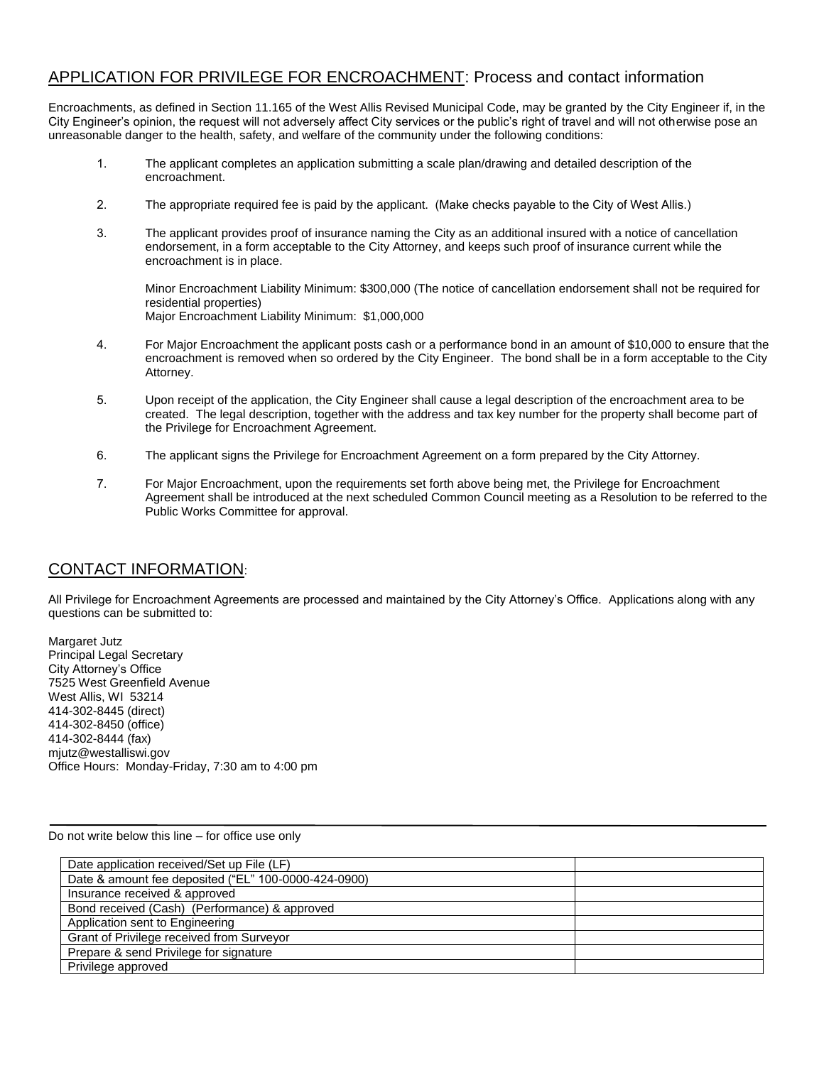## APPLICATION FOR PRIVILEGE FOR ENCROACHMENT: Process and contact information

Encroachments, as defined in Section 11.165 of the West Allis Revised Municipal Code, may be granted by the City Engineer if, in the City Engineer's opinion, the request will not adversely affect City services or the public's right of travel and will not otherwise pose an unreasonable danger to the health, safety, and welfare of the community under the following conditions:

1. The applicant completes an application submitting a scale plan/drawing and detailed description of the encroachment.

2. The appropriate required fee is paid by the applicant. (Make checks payable to the City of West Allis.)

3. The applicant provides proof of insurance naming the City as an additional insured with a notice of cancellation endorsement, in a form acceptable to the City Attorney, and keeps such proof of insurance current while the encroachment is in place.

   Minor Encroachment Liability Minimum: $300,000 (The notice of cancellation endorsement shall not be required for residential properties)
   Major Encroachment Liability Minimum: $1,000,000

4. For Major Encroachment the applicant posts cash or a performance bond in an amount of $10,000 to ensure that the encroachment is removed when so ordered by the City Engineer. The bond shall be in a form acceptable to the City Attorney.

5. Upon receipt of the application, the City Engineer shall cause a legal description of the encroachment area to be created. The legal description, together with the address and tax key number for the property shall become part of the Privilege for Encroachment Agreement.

6. The applicant signs the Privilege for Encroachment Agreement on a form prepared by the City Attorney.

7. For Major Encroachment, upon the requirements set forth above being met, the Privilege for Encroachment Agreement shall be introduced at the next scheduled Common Council meeting as a Resolution to be referred to the Public Works Committee for approval.

## CONTACT INFORMATION:

All Privilege for Encroachment Agreements are processed and maintained by the City Attorney's Office. Applications along with any questions can be submitted to:

Margaret Jutz
Principal Legal Secretary
City Attorney's Office
7525 West Greenfield Avenue
West Allis, WI 53214
414-302-8445 (direct)
414-302-8450 (office)
414-302-8444 (fax)
mjutz@westalliswi.gov
Office Hours: Monday-Friday, 7:30 am to 4:00 pm

---

Do not write below this line – for office use only

| | |
|---|---|
| Date application received/Set up File (LF) | |
| Date & amount fee deposited ("EL" 100-0000-424-0900) | |
| Insurance received & approved | |
| Bond received (Cash) (Performance) & approved | |
| Application sent to Engineering | |
| Grant of Privilege received from Surveyor | |
| Prepare & send Privilege for signature | |
| Privilege approved | |